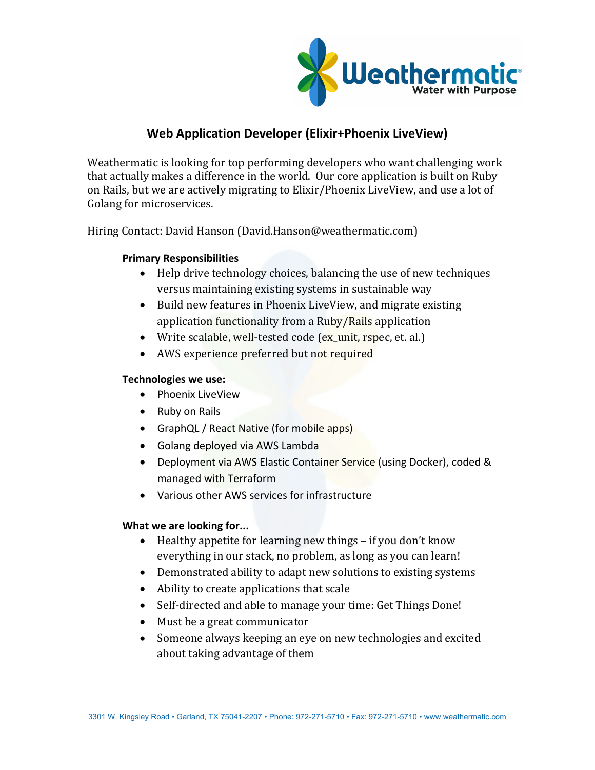Weathermatic
Water with Purpose

# Web Application Developer (Elixir+Phoenix LiveView)

Weathermatic is looking for top performing developers who want challenging work that actually makes a difference in the world. Our core application is built on Ruby on Rails, but we are actively migrating to Elixir/Phoenix LiveView, and use a lot of Golang for microservices.

Hiring Contact: David Hanson (David.Hanson@weathermatic.com)

### Primary Responsibilities

- Help drive technology choices, balancing the use of new techniques versus maintaining existing systems in sustainable way
- Build new features in Phoenix LiveView, and migrate existing application functionality from a Ruby/Rails application
- Write scalable, well-tested code (ex_unit, rspec, et. al.)
- AWS experience preferred but not required

### Technologies we use:

- Phoenix LiveView
- Ruby on Rails
- GraphQL / React Native (for mobile apps)
- Golang deployed via AWS Lambda
- Deployment via AWS Elastic Container Service (using Docker), coded & managed with Terraform
- Various other AWS services for infrastructure

### What we are looking for...

- Healthy appetite for learning new things – if you don't know everything in our stack, no problem, as long as you can learn!
- Demonstrated ability to adapt new solutions to existing systems
- Ability to create applications that scale
- Self-directed and able to manage your time: Get Things Done!
- Must be a great communicator
- Someone always keeping an eye on new technologies and excited about taking advantage of them

3301 W. Kingsley Road • Garland, TX 75041-2207 • Phone: 972-271-5710 • Fax: 972-271-5710 • www.weathermatic.com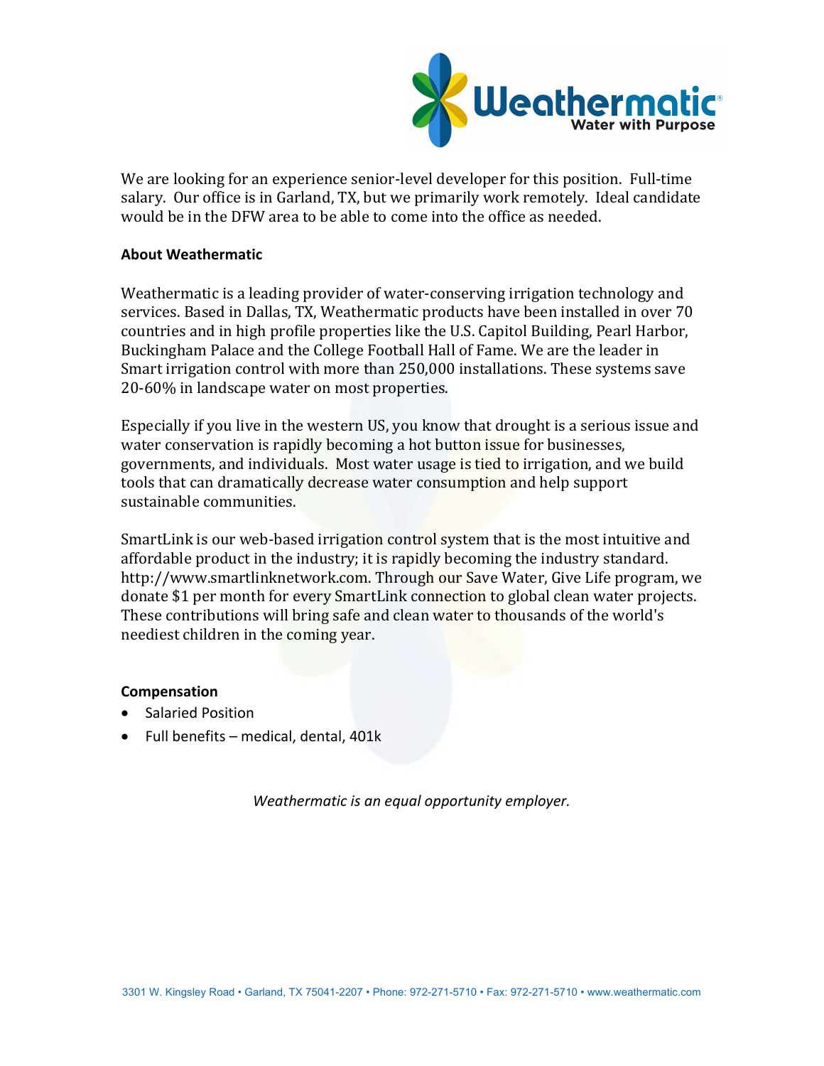We are looking for an experience senior-level developer for this position. Full-time salary. Our office is in Garland, TX, but we primarily work remotely. Ideal candidate would be in the DFW area to be able to come into the office as needed.

**About Weathermatic**

Weathermatic is a leading provider of water-conserving irrigation technology and services. Based in Dallas, TX, Weathermatic products have been installed in over 70 countries and in high profile properties like the U.S. Capitol Building, Pearl Harbor, Buckingham Palace and the College Football Hall of Fame. We are the leader in Smart irrigation control with more than 250,000 installations. These systems save 20-60% in landscape water on most properties.

Especially if you live in the western US, you know that drought is a serious issue and water conservation is rapidly becoming a hot button issue for businesses, governments, and individuals. Most water usage is tied to irrigation, and we build tools that can dramatically decrease water consumption and help support sustainable communities.

SmartLink is our web-based irrigation control system that is the most intuitive and affordable product in the industry; it is rapidly becoming the industry standard. http://www.smartlinknetwork.com. Through our Save Water, Give Life program, we donate $1 per month for every SmartLink connection to global clean water projects. These contributions will bring safe and clean water to thousands of the world's neediest children in the coming year.

**Compensation**

- Salaried Position
- Full benefits – medical, dental, 401k

*Weathermatic is an equal opportunity employer.*